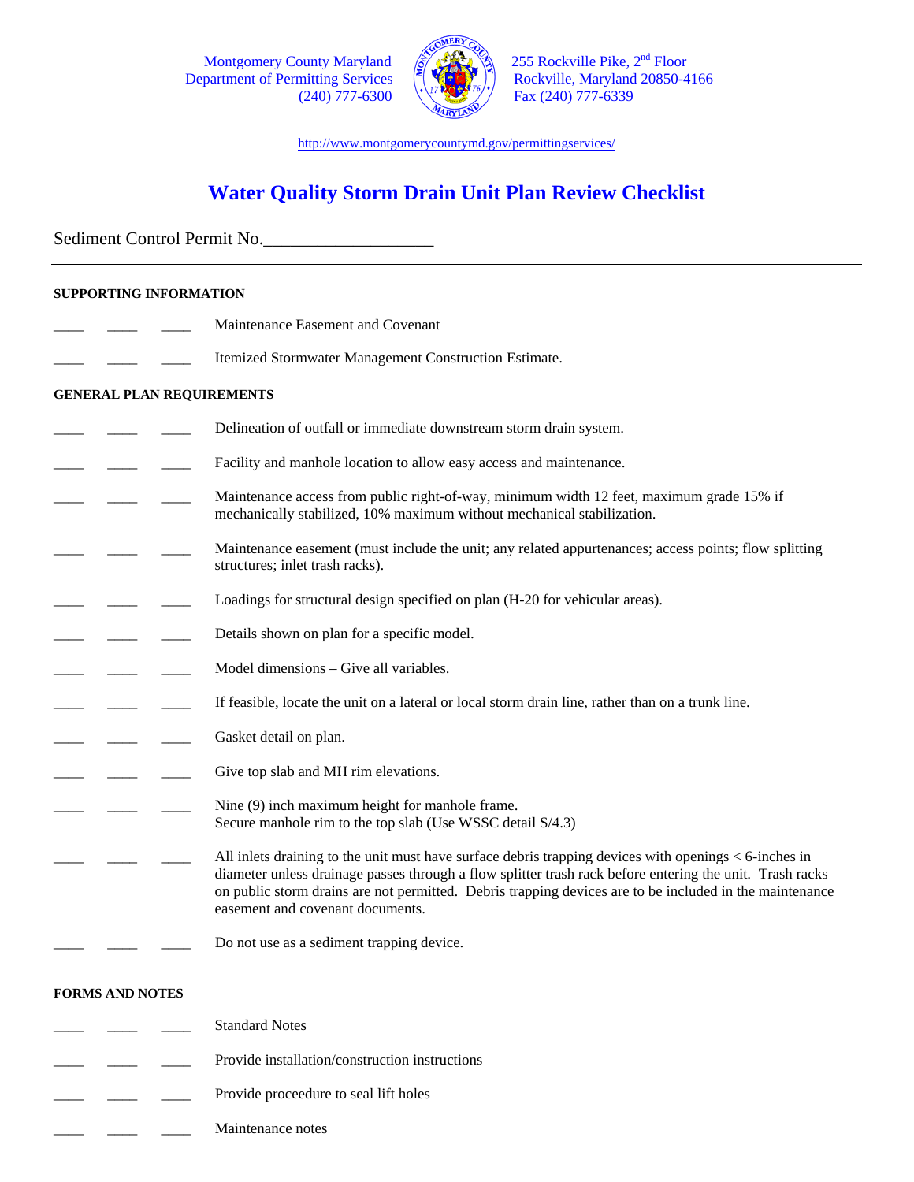Montgomery County Maryland
Department of Permitting Services
(240) 777-6300

255 Rockville Pike, 2nd Floor
Rockville, Maryland 20850-4166
Fax (240) 777-6339

http://www.montgomerycountymd.gov/permittingservices/

# Water Quality Storm Drain Unit Plan Review Checklist

Sediment Control Permit No.___________________

---

**SUPPORTING INFORMATION**

____ ____ ____ Maintenance Easement and Covenant

____ ____ ____ Itemized Stormwater Management Construction Estimate.

**GENERAL PLAN REQUIREMENTS**

____ ____ ____ Delineation of outfall or immediate downstream storm drain system.

____ ____ ____ Facility and manhole location to allow easy access and maintenance.

____ ____ ____ Maintenance access from public right-of-way, minimum width 12 feet, maximum grade 15% if mechanically stabilized, 10% maximum without mechanical stabilization.

____ ____ ____ Maintenance easement (must include the unit; any related appurtenances; access points; flow splitting structures; inlet trash racks).

____ ____ ____ Loadings for structural design specified on plan (H-20 for vehicular areas).

____ ____ ____ Details shown on plan for a specific model.

____ ____ ____ Model dimensions – Give all variables.

____ ____ ____ If feasible, locate the unit on a lateral or local storm drain line, rather than on a trunk line.

____ ____ ____ Gasket detail on plan.

____ ____ ____ Give top slab and MH rim elevations.

____ ____ ____ Nine (9) inch maximum height for manhole frame.
Secure manhole rim to the top slab (Use WSSC detail S/4.3)

____ ____ ____ All inlets draining to the unit must have surface debris trapping devices with openings < 6-inches in diameter unless drainage passes through a flow splitter trash rack before entering the unit. Trash racks on public storm drains are not permitted. Debris trapping devices are to be included in the maintenance easement and covenant documents.

____ ____ ____ Do not use as a sediment trapping device.

**FORMS AND NOTES**

____ ____ ____ Standard Notes

____ ____ ____ Provide installation/construction instructions

____ ____ ____ Provide proceedure to seal lift holes

____ ____ ____ Maintenance notes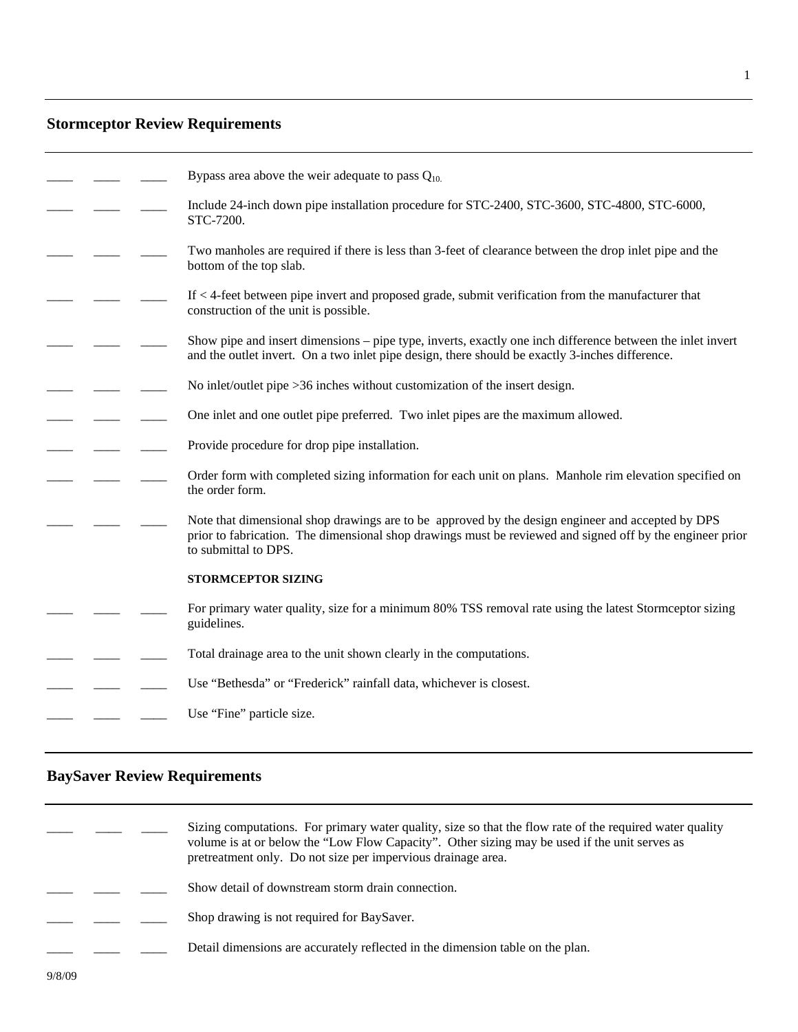## Stormceptor Review Requirements

- ____ ____ ____ Bypass area above the weir adequate to pass $Q_{10.}$
- ____ ____ ____ Include 24-inch down pipe installation procedure for STC-2400, STC-3600, STC-4800, STC-6000, STC-7200.
- ____ ____ ____ Two manholes are required if there is less than 3-feet of clearance between the drop inlet pipe and the bottom of the top slab.
- ____ ____ ____ If < 4-feet between pipe invert and proposed grade, submit verification from the manufacturer that construction of the unit is possible.
- ____ ____ ____ Show pipe and insert dimensions – pipe type, inverts, exactly one inch difference between the inlet invert and the outlet invert. On a two inlet pipe design, there should be exactly 3-inches difference.
- ____ ____ ____ No inlet/outlet pipe >36 inches without customization of the insert design.
- ____ ____ ____ One inlet and one outlet pipe preferred. Two inlet pipes are the maximum allowed.
- ____ ____ ____ Provide procedure for drop pipe installation.
- ____ ____ ____ Order form with completed sizing information for each unit on plans. Manhole rim elevation specified on the order form.
- ____ ____ ____ Note that dimensional shop drawings are to be approved by the design engineer and accepted by DPS prior to fabrication. The dimensional shop drawings must be reviewed and signed off by the engineer prior to submittal to DPS.

**STORMCEPTOR SIZING**

- ____ ____ ____ For primary water quality, size for a minimum 80% TSS removal rate using the latest Stormceptor sizing guidelines.
- ____ ____ ____ Total drainage area to the unit shown clearly in the computations.
- ____ ____ ____ Use "Bethesda" or "Frederick" rainfall data, whichever is closest.
- ____ ____ ____ Use "Fine" particle size.

## BaySaver Review Requirements

- ____ ____ ____ Sizing computations. For primary water quality, size so that the flow rate of the required water quality volume is at or below the "Low Flow Capacity". Other sizing may be used if the unit serves as pretreatment only. Do not size per impervious drainage area.
- ____ ____ ____ Show detail of downstream storm drain connection.
- ____ ____ ____ Shop drawing is not required for BaySaver.
- ____ ____ ____ Detail dimensions are accurately reflected in the dimension table on the plan.

9/8/09